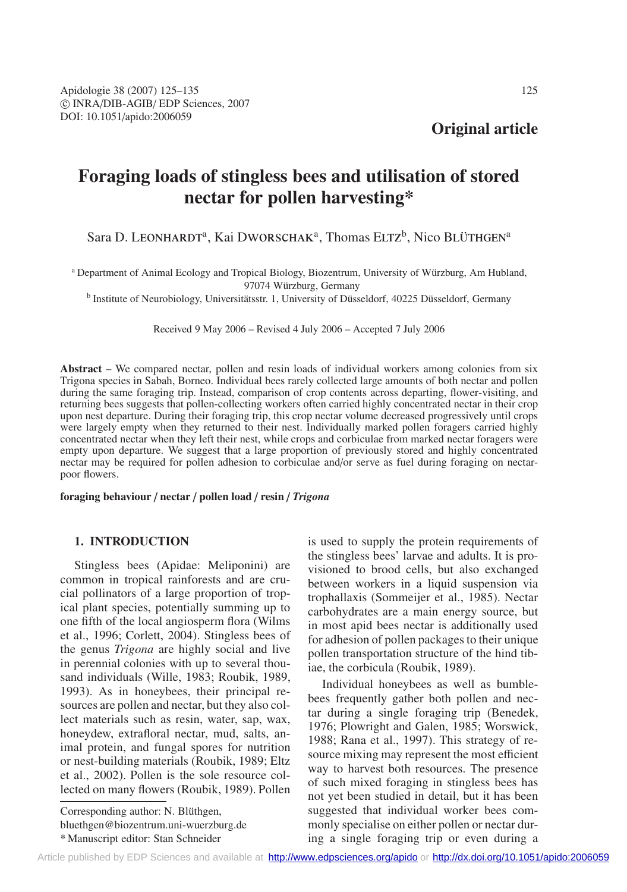**Original article**

# Foraging loads of stingless bees and utilisation of stored nectar for pollen harvesting*

Sara D. Leonhardt[a], Kai Dworschak[a], Thomas Eltz[b], Nico Blüthgen[a]

[a] Department of Animal Ecology and Tropical Biology, Biozentrum, University of Würzburg, Am Hubland, 97074 Würzburg, Germany

[b] Institute of Neurobiology, Universitätsstr. 1, University of Düsseldorf, 40225 Düsseldorf, Germany

Received 9 May 2006 – Revised 4 July 2006 – Accepted 7 July 2006

**Abstract** – We compared nectar, pollen and resin loads of individual workers among colonies from six Trigona species in Sabah, Borneo. Individual bees rarely collected large amounts of both nectar and pollen during the same foraging trip. Instead, comparison of crop contents across departing, flower-visiting, and returning bees suggests that pollen-collecting workers often carried highly concentrated nectar in their crop upon nest departure. During their foraging trip, this crop nectar volume decreased progressively until crops were largely empty when they returned to their nest. Individually marked pollen foragers carried highly concentrated nectar when they left their nest, while crops and corbiculae from marked nectar foragers were empty upon departure. We suggest that a large proportion of previously stored and highly concentrated nectar may be required for pollen adhesion to corbiculae and/or serve as fuel during foraging on nectar-poor flowers.

**foraging behaviour / nectar / pollen load / resin / *Trigona***

## 1. INTRODUCTION

Stingless bees (Apidae: Meliponini) are common in tropical rainforests and are crucial pollinators of a large proportion of tropical plant species, potentially summing up to one fifth of the local angiosperm flora (Wilms et al., 1996; Corlett, 2004). Stingless bees of the genus *Trigona* are highly social and live in perennial colonies with up to several thousand individuals (Wille, 1983; Roubik, 1989, 1993). As in honeybees, their principal resources are pollen and nectar, but they also collect materials such as resin, water, sap, wax, honeydew, extrafloral nectar, mud, salts, animal protein, and fungal spores for nutrition or nest-building materials (Roubik, 1989; Eltz et al., 2002). Pollen is the sole resource collected on many flowers (Roubik, 1989). Pollen is used to supply the protein requirements of the stingless bees' larvae and adults. It is provisioned to brood cells, but also exchanged between workers in a liquid suspension via trophallaxis (Sommeijer et al., 1985). Nectar carbohydrates are a main energy source, but in most apid bees nectar is additionally used for adhesion of pollen packages to their unique pollen transportation structure of the hind tibiae, the corbicula (Roubik, 1989).

Individual honeybees as well as bumblebees frequently gather both pollen and nectar during a single foraging trip (Benedek, 1976; Plowright and Galen, 1985; Worswick, 1988; Rana et al., 1997). This strategy of resource mixing may represent the most efficient way to harvest both resources. The presence of such mixed foraging in stingless bees has not yet been studied in detail, but it has been suggested that individual worker bees commonly specialise on either pollen or nectar during a single foraging trip or even during a

Corresponding author: N. Blüthgen, bluethgen@biozentrum.uni-wuerzburg.de

\* Manuscript editor: Stan Schneider

Article published by EDP Sciences and available at http://www.edpsciences.org/apido or http://dx.doi.org/10.1051/apido:2006059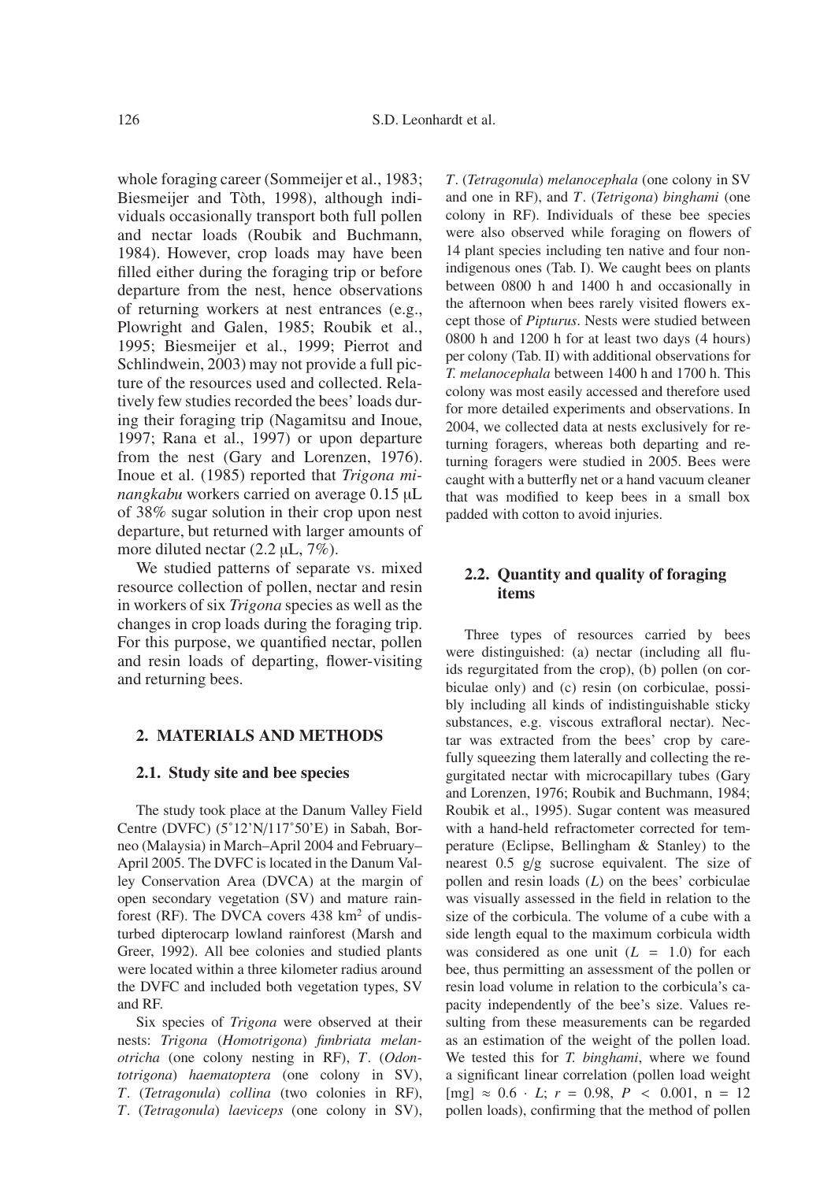whole foraging career (Sommeijer et al., 1983; Biesmeijer and Tòth, 1998), although individuals occasionally transport both full pollen and nectar loads (Roubik and Buchmann, 1984). However, crop loads may have been filled either during the foraging trip or before departure from the nest, hence observations of returning workers at nest entrances (e.g., Plowright and Galen, 1985; Roubik et al., 1995; Biesmeijer et al., 1999; Pierrot and Schlindwein, 2003) may not provide a full picture of the resources used and collected. Relatively few studies recorded the bees' loads during their foraging trip (Nagamitsu and Inoue, 1997; Rana et al., 1997) or upon departure from the nest (Gary and Lorenzen, 1976). Inoue et al. (1985) reported that *Trigona minangkabu* workers carried on average 0.15 μL of 38% sugar solution in their crop upon nest departure, but returned with larger amounts of more diluted nectar (2.2 μL, 7%).

We studied patterns of separate vs. mixed resource collection of pollen, nectar and resin in workers of six *Trigona* species as well as the changes in crop loads during the foraging trip. For this purpose, we quantified nectar, pollen and resin loads of departing, flower-visiting and returning bees.

## 2. MATERIALS AND METHODS

### 2.1. Study site and bee species

The study took place at the Danum Valley Field Centre (DVFC) (5˚12'N/117˚50'E) in Sabah, Borneo (Malaysia) in March–April 2004 and February–April 2005. The DVFC is located in the Danum Valley Conservation Area (DVCA) at the margin of open secondary vegetation (SV) and mature rainforest (RF). The DVCA covers 438 km$^2$ of undisturbed dipterocarp lowland rainforest (Marsh and Greer, 1992). All bee colonies and studied plants were located within a three kilometer radius around the DVFC and included both vegetation types, SV and RF.

Six species of *Trigona* were observed at their nests: *Trigona* (*Homotrigona*) *fimbriata melanotricha* (one colony nesting in RF), *T*. (*Odontotrigona*) *haematoptera* (one colony in SV), *T*. (*Tetragonula*) *collina* (two colonies in RF), *T*. (*Tetragonula*) *laeviceps* (one colony in SV), *T*. (*Tetragonula*) *melanocephala* (one colony in SV and one in RF), and *T*. (*Tetrigona*) *binghami* (one colony in RF). Individuals of these bee species were also observed while foraging on flowers of 14 plant species including ten native and four non-indigenous ones (Tab. I). We caught bees on plants between 0800 h and 1400 h and occasionally in the afternoon when bees rarely visited flowers except those of *Pipturus*. Nests were studied between 0800 h and 1200 h for at least two days (4 hours) per colony (Tab. II) with additional observations for *T. melanocephala* between 1400 h and 1700 h. This colony was most easily accessed and therefore used for more detailed experiments and observations. In 2004, we collected data at nests exclusively for returning foragers, whereas both departing and returning foragers were studied in 2005. Bees were caught with a butterfly net or a hand vacuum cleaner that was modified to keep bees in a small box padded with cotton to avoid injuries.

### 2.2. Quantity and quality of foraging items

Three types of resources carried by bees were distinguished: (a) nectar (including all fluids regurgitated from the crop), (b) pollen (on corbiculae only) and (c) resin (on corbiculae, possibly including all kinds of indistinguishable sticky substances, e.g. viscous extrafloral nectar). Nectar was extracted from the bees' crop by carefully squeezing them laterally and collecting the regurgitated nectar with microcapillary tubes (Gary and Lorenzen, 1976; Roubik and Buchmann, 1984; Roubik et al., 1995). Sugar content was measured with a hand-held refractometer corrected for temperature (Eclipse, Bellingham & Stanley) to the nearest 0.5 g/g sucrose equivalent. The size of pollen and resin loads ($L$) on the bees' corbiculae was visually assessed in the field in relation to the size of the corbicula. The volume of a cube with a side length equal to the maximum corbicula width was considered as one unit ($L = 1.0$) for each bee, thus permitting an assessment of the pollen or resin load volume in relation to the corbicula's capacity independently of the bee's size. Values resulting from these measurements can be regarded as an estimation of the weight of the pollen load. We tested this for *T. binghami*, where we found a significant linear correlation (pollen load weight [mg] $\approx 0.6 \cdot L$; $r = 0.98$, $P < 0.001$, n = 12 pollen loads), confirming that the method of pollen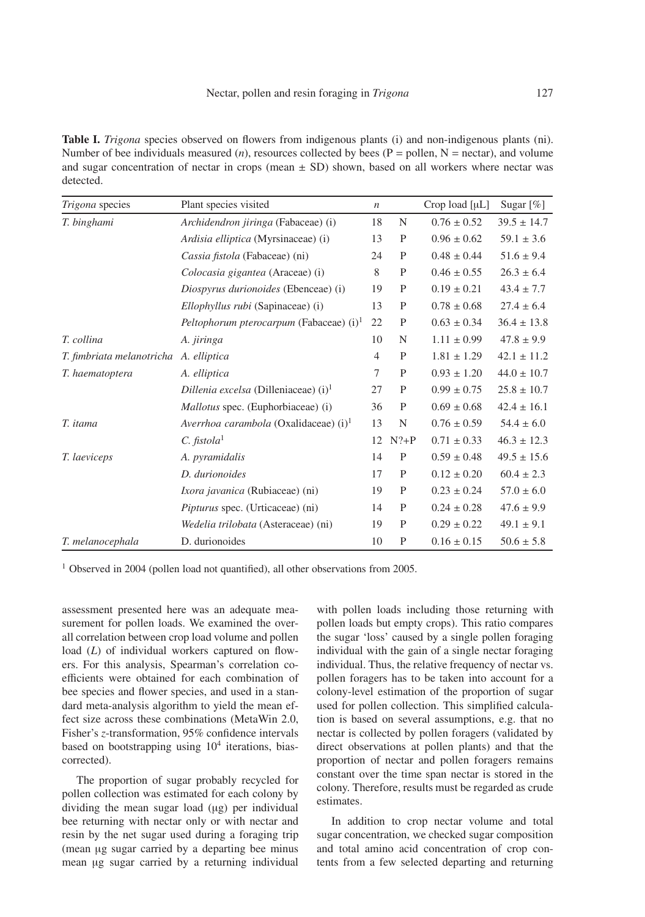**Table I.** *Trigona* species observed on flowers from indigenous plants (i) and non-indigenous plants (ni). Number of bee individuals measured ($n$), resources collected by bees (P = pollen, N = nectar), and volume and sugar concentration of nectar in crops (mean ± SD) shown, based on all workers where nectar was detected.

| *Trigona* species | Plant species visited | $n$ | | Crop load [μL] | Sugar [%] |
|---|---|---|---|---|---|
| *T. binghami* | *Archidendron jiringa* (Fabaceae) (i) | 18 | N | 0.76 ± 0.52 | 39.5 ± 14.7 |
| | *Ardisia elliptica* (Myrsinaceae) (i) | 13 | P | 0.96 ± 0.62 | 59.1 ± 3.6 |
| | *Cassia fistola* (Fabaceae) (ni) | 24 | P | 0.48 ± 0.44 | 51.6 ± 9.4 |
| | *Colocasia gigantea* (Araceae) (i) | 8 | P | 0.46 ± 0.55 | 26.3 ± 6.4 |
| | *Diospyrus durionoides* (Ebenceae) (i) | 19 | P | 0.19 ± 0.21 | 43.4 ± 7.7 |
| | *Ellophyllus rubi* (Sapinaceae) (i) | 13 | P | 0.78 ± 0.68 | 27.4 ± 6.4 |
| | *Peltophorum pterocarpum* (Fabaceae) (i)[1] | 22 | P | 0.63 ± 0.34 | 36.4 ± 13.8 |
| *T. collina* | *A. jiringa* | 10 | N | 1.11 ± 0.99 | 47.8 ± 9.9 |
| *T. fimbriata melanotricha* | *A. elliptica* | 4 | P | 1.81 ± 1.29 | 42.1 ± 11.2 |
| *T. haematoptera* | *A. elliptica* | 7 | P | 0.93 ± 1.20 | 44.0 ± 10.7 |
| | *Dillenia excelsa* (Dilleniaceae) (i)[1] | 27 | P | 0.99 ± 0.75 | 25.8 ± 10.7 |
| | *Mallotus* spec. (Euphorbiaceae) (i) | 36 | P | 0.69 ± 0.68 | 42.4 ± 16.1 |
| *T. itama* | *Averrhoa carambola* (Oxalidaceae) (i)[1] | 13 | N | 0.76 ± 0.59 | 54.4 ± 6.0 |
| | *C. fistola*[1] | 12 | N?+P | 0.71 ± 0.33 | 46.3 ± 12.3 |
| *T. laeviceps* | *A. pyramidalis* | 14 | P | 0.59 ± 0.48 | 49.5 ± 15.6 |
| | *D. durionoides* | 17 | P | 0.12 ± 0.20 | 60.4 ± 2.3 |
| | *Ixora javanica* (Rubiaceae) (ni) | 19 | P | 0.23 ± 0.24 | 57.0 ± 6.0 |
| | *Pipturus* spec. (Urticaceae) (ni) | 14 | P | 0.24 ± 0.28 | 47.6 ± 9.9 |
| | *Wedelia trilobata* (Asteraceae) (ni) | 19 | P | 0.29 ± 0.22 | 49.1 ± 9.1 |
| *T. melanocephala* | D. durionoides | 10 | P | 0.16 ± 0.15 | 50.6 ± 5.8 |

[1] Observed in 2004 (pollen load not quantified), all other observations from 2005.

assessment presented here was an adequate measurement for pollen loads. We examined the overall correlation between crop load volume and pollen load ($L$) of individual workers captured on flowers. For this analysis, Spearman's correlation coefficients were obtained for each combination of bee species and flower species, and used in a standard meta-analysis algorithm to yield the mean effect size across these combinations (MetaWin 2.0, Fisher's $z$-transformation, 95% confidence intervals based on bootstrapping using $10^4$ iterations, bias-corrected).

The proportion of sugar probably recycled for pollen collection was estimated for each colony by dividing the mean sugar load (μg) per individual bee returning with nectar only or with nectar and resin by the net sugar used during a foraging trip (mean μg sugar carried by a departing bee minus mean μg sugar carried by a returning individual with pollen loads including those returning with pollen loads but empty crops). This ratio compares the sugar 'loss' caused by a single pollen foraging individual with the gain of a single nectar foraging individual. Thus, the relative frequency of nectar vs. pollen foragers has to be taken into account for a colony-level estimation of the proportion of sugar used for pollen collection. This simplified calculation is based on several assumptions, e.g. that no nectar is collected by pollen foragers (validated by direct observations at pollen plants) and that the proportion of nectar and pollen foragers remains constant over the time span nectar is stored in the colony. Therefore, results must be regarded as crude estimates.

In addition to crop nectar volume and total sugar concentration, we checked sugar composition and total amino acid concentration of crop contents from a few selected departing and returning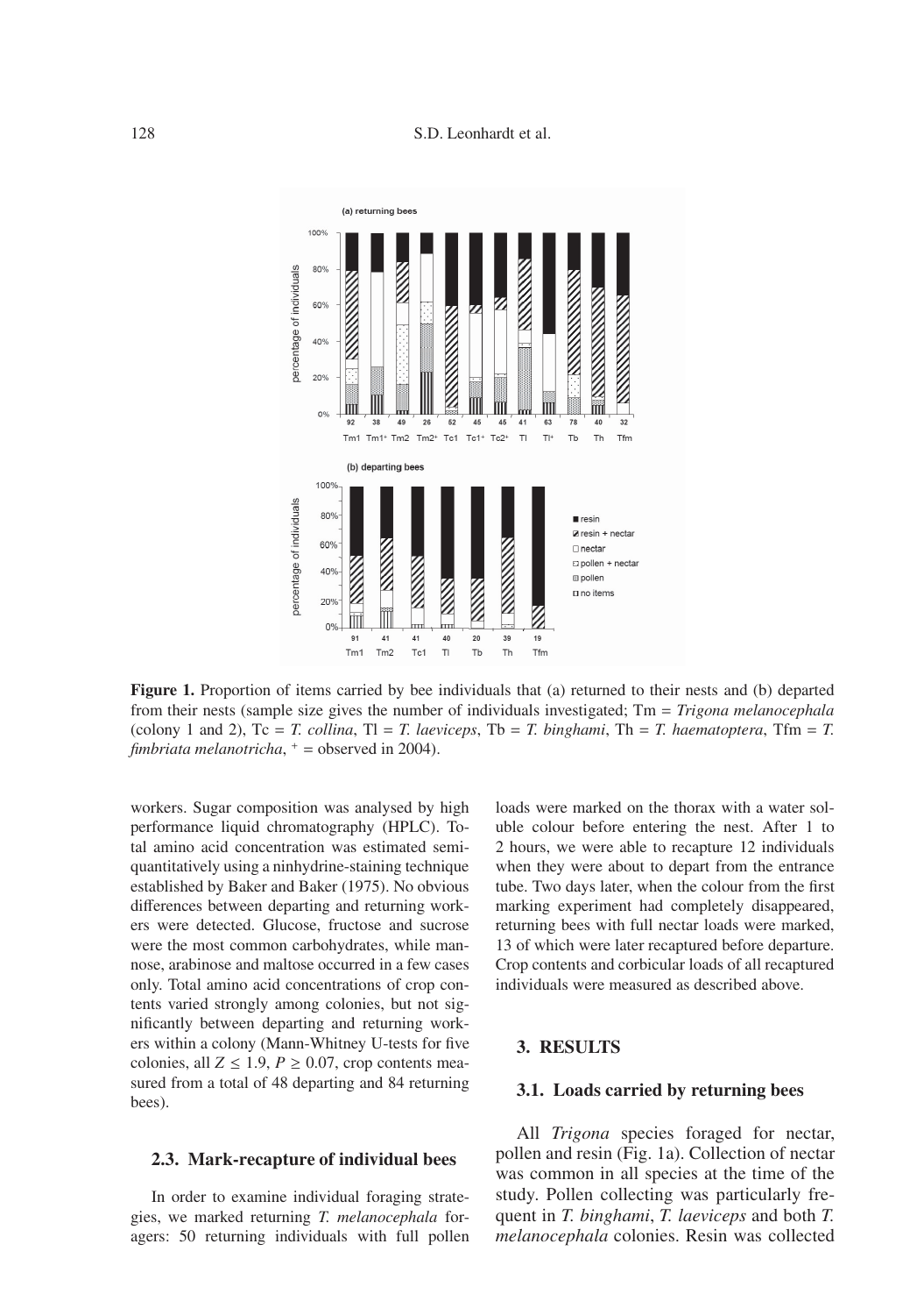**Figure 1.** Proportion of items carried by bee individuals that (a) returned to their nests and (b) departed from their nests (sample size gives the number of individuals investigated; Tm = *Trigona melanocephala* (colony 1 and 2), Tc = *T. collina*, Tl = *T. laeviceps*, Tb = *T. binghami*, Th = *T. haematoptera*, Tfm = *T. fimbriata melanotricha*, + = observed in 2004).

workers. Sugar composition was analysed by high performance liquid chromatography (HPLC). Total amino acid concentration was estimated semi-quantitatively using a ninhydrine-staining technique established by Baker and Baker (1975). No obvious differences between departing and returning workers were detected. Glucose, fructose and sucrose were the most common carbohydrates, while mannose, arabinose and maltose occurred in a few cases only. Total amino acid concentrations of crop contents varied strongly among colonies, but not significantly between departing and returning workers within a colony (Mann-Whitney U-tests for five colonies, all $Z \leq 1.9$, $P \geq 0.07$, crop contents measured from a total of 48 departing and 84 returning bees).

### 2.3. Mark-recapture of individual bees

In order to examine individual foraging strategies, we marked returning *T. melanocephala* foragers: 50 returning individuals with full pollen loads were marked on the thorax with a water soluble colour before entering the nest. After 1 to 2 hours, we were able to recapture 12 individuals when they were about to depart from the entrance tube. Two days later, when the colour from the first marking experiment had completely disappeared, returning bees with full nectar loads were marked, 13 of which were later recaptured before departure. Crop contents and corbicular loads of all recaptured individuals were measured as described above.

## 3. RESULTS

### 3.1. Loads carried by returning bees

All *Trigona* species foraged for nectar, pollen and resin (Fig. 1a). Collection of nectar was common in all species at the time of the study. Pollen collecting was particularly frequent in *T. binghami*, *T. laeviceps* and both *T. melanocephala* colonies. Resin was collected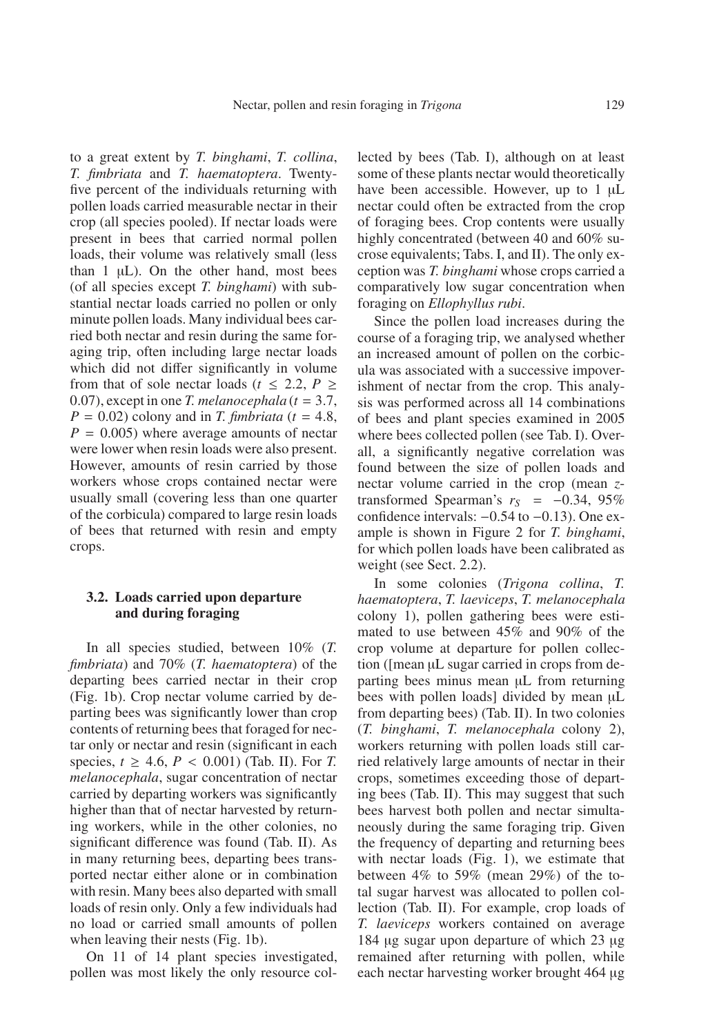to a great extent by *T. binghami*, *T. collina*, *T. fimbriata* and *T. haematoptera*. Twenty-five percent of the individuals returning with pollen loads carried measurable nectar in their crop (all species pooled). If nectar loads were present in bees that carried normal pollen loads, their volume was relatively small (less than 1 μL). On the other hand, most bees (of all species except *T. binghami*) with substantial nectar loads carried no pollen or only minute pollen loads. Many individual bees carried both nectar and resin during the same foraging trip, often including large nectar loads which did not differ significantly in volume from that of sole nectar loads ($t \leq 2.2$, $P \geq 0.07$), except in one *T. melanocephala* ($t = 3.7$, $P = 0.02$) colony and in *T. fimbriata* ($t = 4.8$, $P = 0.005$) where average amounts of nectar were lower when resin loads were also present. However, amounts of resin carried by those workers whose crops contained nectar were usually small (covering less than one quarter of the corbicula) compared to large resin loads of bees that returned with resin and empty crops.

### 3.2. Loads carried upon departure and during foraging

In all species studied, between 10% (*T. fimbriata*) and 70% (*T. haematoptera*) of the departing bees carried nectar in their crop (Fig. 1b). Crop nectar volume carried by departing bees was significantly lower than crop contents of returning bees that foraged for nectar only or nectar and resin (significant in each species, $t \geq 4.6$, $P < 0.001$) (Tab. II). For *T. melanocephala*, sugar concentration of nectar carried by departing workers was significantly higher than that of nectar harvested by returning workers, while in the other colonies, no significant difference was found (Tab. II). As in many returning bees, departing bees transported nectar either alone or in combination with resin. Many bees also departed with small loads of resin only. Only a few individuals had no load or carried small amounts of pollen when leaving their nests (Fig. 1b).

On 11 of 14 plant species investigated, pollen was most likely the only resource collected by bees (Tab. I), although on at least some of these plants nectar would theoretically have been accessible. However, up to 1 μL nectar could often be extracted from the crop of foraging bees. Crop contents were usually highly concentrated (between 40 and 60% sucrose equivalents; Tabs. I, and II). The only exception was *T. binghami* whose crops carried a comparatively low sugar concentration when foraging on *Ellophyllus rubi*.

Since the pollen load increases during the course of a foraging trip, we analysed whether an increased amount of pollen on the corbicula was associated with a successive impoverishment of nectar from the crop. This analysis was performed across all 14 combinations of bees and plant species examined in 2005 where bees collected pollen (see Tab. I). Overall, a significantly negative correlation was found between the size of pollen loads and nectar volume carried in the crop (mean *z*-transformed Spearman's $r_S = -0.34$, 95% confidence intervals: $-0.54$ to $-0.13$). One example is shown in Figure 2 for *T. binghami*, for which pollen loads have been calibrated as weight (see Sect. 2.2).

In some colonies (*Trigona collina*, *T. haematoptera*, *T. laeviceps*, *T. melanocephala* colony 1), pollen gathering bees were estimated to use between 45% and 90% of the crop volume at departure for pollen collection ([mean μL sugar carried in crops from departing bees minus mean μL from returning bees with pollen loads] divided by mean μL from departing bees) (Tab. II). In two colonies (*T. binghami*, *T. melanocephala* colony 2), workers returning with pollen loads still carried relatively large amounts of nectar in their crops, sometimes exceeding those of departing bees (Tab. II). This may suggest that such bees harvest both pollen and nectar simultaneously during the same foraging trip. Given the frequency of departing and returning bees with nectar loads (Fig. 1), we estimate that between 4% to 59% (mean 29%) of the total sugar harvest was allocated to pollen collection (Tab. II). For example, crop loads of *T. laeviceps* workers contained on average 184 μg sugar upon departure of which 23 μg remained after returning with pollen, while each nectar harvesting worker brought 464 μg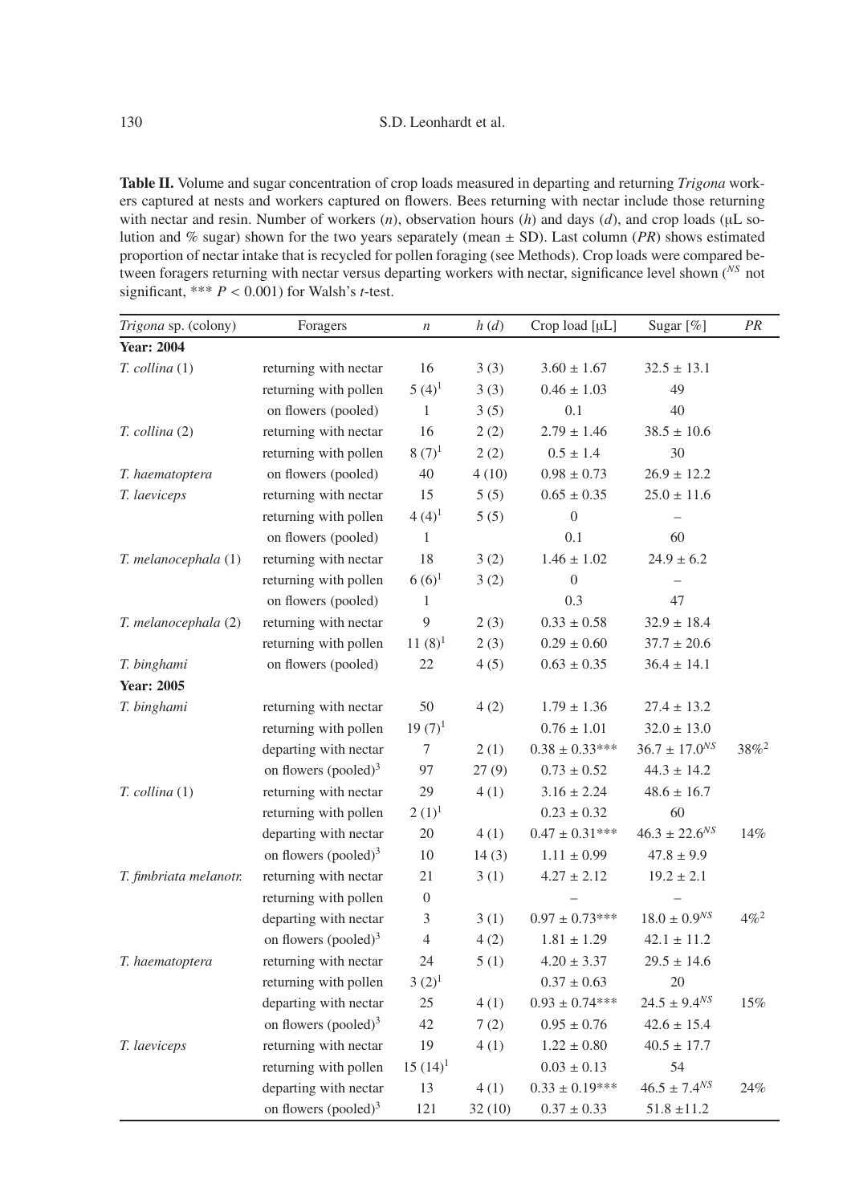**Table II.** Volume and sugar concentration of crop loads measured in departing and returning *Trigona* workers captured at nests and workers captured on flowers. Bees returning with nectar include those returning with nectar and resin. Number of workers ($n$), observation hours ($h$) and days ($d$), and crop loads (μL solution and % sugar) shown for the two years separately (mean ± SD). Last column ($PR$) shows estimated proportion of nectar intake that is recycled for pollen foraging (see Methods). Crop loads were compared between foragers returning with nectar versus departing workers with nectar, significance level shown ($^{NS}$ not significant, *** $P < 0.001$) for Walsh's $t$-test.

| *Trigona* sp. (colony) | Foragers | $n$ | $h$ ($d$) | Crop load [μL] | Sugar [%] | $PR$ |
|---|---|---|---|---|---|---|
| **Year: 2004** | | | | | | |
| *T. collina* (1) | returning with nectar | 16 | 3 (3) | 3.60 ± 1.67 | 32.5 ± 13.1 | |
| | returning with pollen | 5 (4)[1] | 3 (3) | 0.46 ± 1.03 | 49 | |
| | on flowers (pooled) | 1 | 3 (5) | 0.1 | 40 | |
| *T. collina* (2) | returning with nectar | 16 | 2 (2) | 2.79 ± 1.46 | 38.5 ± 10.6 | |
| | returning with pollen | 8 (7)[1] | 2 (2) | 0.5 ± 1.4 | 30 | |
| *T. haematoptera* | on flowers (pooled) | 40 | 4 (10) | 0.98 ± 0.73 | 26.9 ± 12.2 | |
| *T. laeviceps* | returning with nectar | 15 | 5 (5) | 0.65 ± 0.35 | 25.0 ± 11.6 | |
| | returning with pollen | 4 (4)[1] | 5 (5) | 0 | – | |
| | on flowers (pooled) | 1 | | 0.1 | 60 | |
| *T. melanocephala* (1) | returning with nectar | 18 | 3 (2) | 1.46 ± 1.02 | 24.9 ± 6.2 | |
| | returning with pollen | 6 (6)[1] | 3 (2) | 0 | – | |
| | on flowers (pooled) | 1 | | 0.3 | 47 | |
| *T. melanocephala* (2) | returning with nectar | 9 | 2 (3) | 0.33 ± 0.58 | 32.9 ± 18.4 | |
| | returning with pollen | 11 (8)[1] | 2 (3) | 0.29 ± 0.60 | 37.7 ± 20.6 | |
| *T. binghami* | on flowers (pooled) | 22 | 4 (5) | 0.63 ± 0.35 | 36.4 ± 14.1 | |
| **Year: 2005** | | | | | | |
| *T. binghami* | returning with nectar | 50 | 4 (2) | 1.79 ± 1.36 | 27.4 ± 13.2 | |
| | returning with pollen | 19 (7)[1] | | 0.76 ± 1.01 | 32.0 ± 13.0 | |
| | departing with nectar | 7 | 2 (1) | 0.38 ± 0.33*** | 36.7 ± 17.0$^{NS}$ | 38%[2] |
| | on flowers (pooled)[3] | 97 | 27 (9) | 0.73 ± 0.52 | 44.3 ± 14.2 | |
| *T. collina* (1) | returning with nectar | 29 | 4 (1) | 3.16 ± 2.24 | 48.6 ± 16.7 | |
| | returning with pollen | 2 (1)[1] | | 0.23 ± 0.32 | 60 | |
| | departing with nectar | 20 | 4 (1) | 0.47 ± 0.31*** | 46.3 ± 22.6$^{NS}$ | 14% |
| | on flowers (pooled)[3] | 10 | 14 (3) | 1.11 ± 0.99 | 47.8 ± 9.9 | |
| *T. fimbriata melanotr.* | returning with nectar | 21 | 3 (1) | 4.27 ± 2.12 | 19.2 ± 2.1 | |
| | returning with pollen | 0 | | – | – | |
| | departing with nectar | 3 | 3 (1) | 0.97 ± 0.73*** | 18.0 ± 0.9$^{NS}$ | 4%[2] |
| | on flowers (pooled)[3] | 4 | 4 (2) | 1.81 ± 1.29 | 42.1 ± 11.2 | |
| *T. haematoptera* | returning with nectar | 24 | 5 (1) | 4.20 ± 3.37 | 29.5 ± 14.6 | |
| | returning with pollen | 3 (2)[1] | | 0.37 ± 0.63 | 20 | |
| | departing with nectar | 25 | 4 (1) | 0.93 ± 0.74*** | 24.5 ± 9.4$^{NS}$ | 15% |
| | on flowers (pooled)[3] | 42 | 7 (2) | 0.95 ± 0.76 | 42.6 ± 15.4 | |
| *T. laeviceps* | returning with nectar | 19 | 4 (1) | 1.22 ± 0.80 | 40.5 ± 17.7 | |
| | returning with pollen | 15 (14)[1] | | 0.03 ± 0.13 | 54 | |
| | departing with nectar | 13 | 4 (1) | 0.33 ± 0.19*** | 46.5 ± 7.4$^{NS}$ | 24% |
| | on flowers (pooled)[3] | 121 | 32 (10) | 0.37 ± 0.33 | 51.8 ±11.2 | |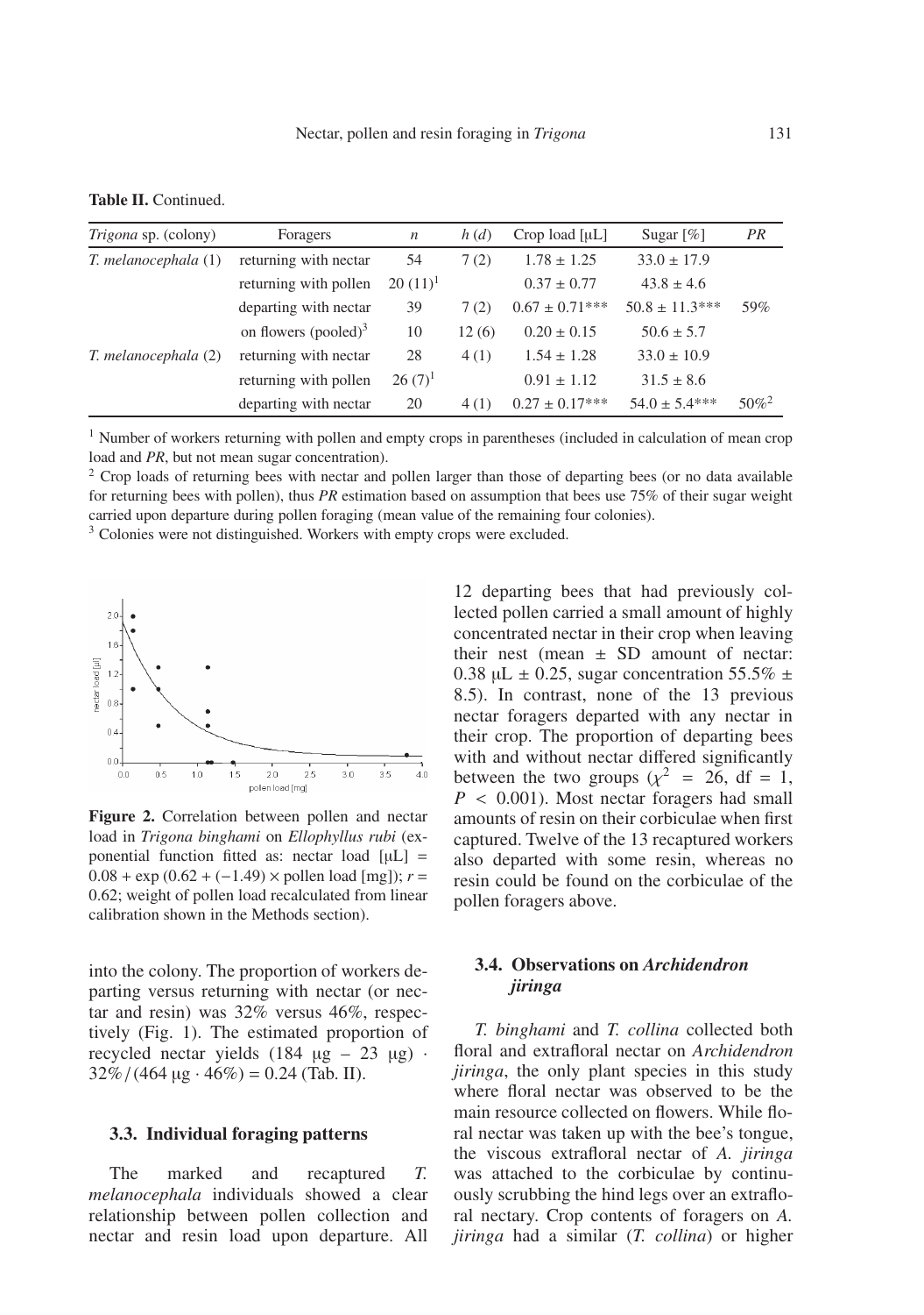**Table II.** Continued.

| *Trigona* sp. (colony) | Foragers | *n* | *h* (*d*) | Crop load [μL] | Sugar [%] | *PR* |
|---|---|---|---|---|---|---|
| *T. melanocephala* (1) | returning with nectar | 54 | 7 (2) | 1.78 ± 1.25 | 33.0 ± 17.9 | |
| | returning with pollen | 20 (11)[1] | | 0.37 ± 0.77 | 43.8 ± 4.6 | |
| | departing with nectar | 39 | 7 (2) | 0.67 ± 0.71*** | 50.8 ± 11.3*** | 59% |
| | on flowers (pooled)[3] | 10 | 12 (6) | 0.20 ± 0.15 | 50.6 ± 5.7 | |
| *T. melanocephala* (2) | returning with nectar | 28 | 4 (1) | 1.54 ± 1.28 | 33.0 ± 10.9 | |
| | returning with pollen | 26 (7)[1] | | 0.91 ± 1.12 | 31.5 ± 8.6 | |
| | departing with nectar | 20 | 4 (1) | 0.27 ± 0.17*** | 54.0 ± 5.4*** | 50%[2] |

[1] Number of workers returning with pollen and empty crops in parentheses (included in calculation of mean crop load and *PR*, but not mean sugar concentration).

[2] Crop loads of returning bees with nectar and pollen larger than those of departing bees (or no data available for returning bees with pollen), thus *PR* estimation based on assumption that bees use 75% of their sugar weight carried upon departure during pollen foraging (mean value of the remaining four colonies).

[3] Colonies were not distinguished. Workers with empty crops were excluded.

**Figure 2.** Correlation between pollen and nectar load in *Trigona binghami* on *Ellophyllus rubi* (exponential function fitted as: nectar load [μL] = 0.08 + exp (0.62 + (−1.49) × pollen load [mg]); $r = 0.62$; weight of pollen load recalculated from linear calibration shown in the Methods section).

into the colony. The proportion of workers departing versus returning with nectar (or nectar and resin) was 32% versus 46%, respectively (Fig. 1). The estimated proportion of recycled nectar yields (184 μg – 23 μg) · 32% / (464 μg · 46%) = 0.24 (Tab. II).

### 3.3. Individual foraging patterns

The marked and recaptured *T. melanocephala* individuals showed a clear relationship between pollen collection and nectar and resin load upon departure. All 12 departing bees that had previously collected pollen carried a small amount of highly concentrated nectar in their crop when leaving their nest (mean ± SD amount of nectar: 0.38 μL ± 0.25, sugar concentration 55.5% ± 8.5). In contrast, none of the 13 previous nectar foragers departed with any nectar in their crop. The proportion of departing bees with and without nectar differed significantly between the two groups ($\chi^2 = 26$, df = 1, $P < 0.001$). Most nectar foragers had small amounts of resin on their corbiculae when first captured. Twelve of the 13 recaptured workers also departed with some resin, whereas no resin could be found on the corbiculae of the pollen foragers above.

### 3.4. Observations on *Archidendron jiringa*

*T. binghami* and *T. collina* collected both floral and extrafloral nectar on *Archidendron jiringa*, the only plant species in this study where floral nectar was observed to be the main resource collected on flowers. While floral nectar was taken up with the bee's tongue, the viscous extrafloral nectar of *A. jiringa* was attached to the corbiculae by continuously scrubbing the hind legs over an extrafloral nectary. Crop contents of foragers on *A. jiringa* had a similar (*T. collina*) or higher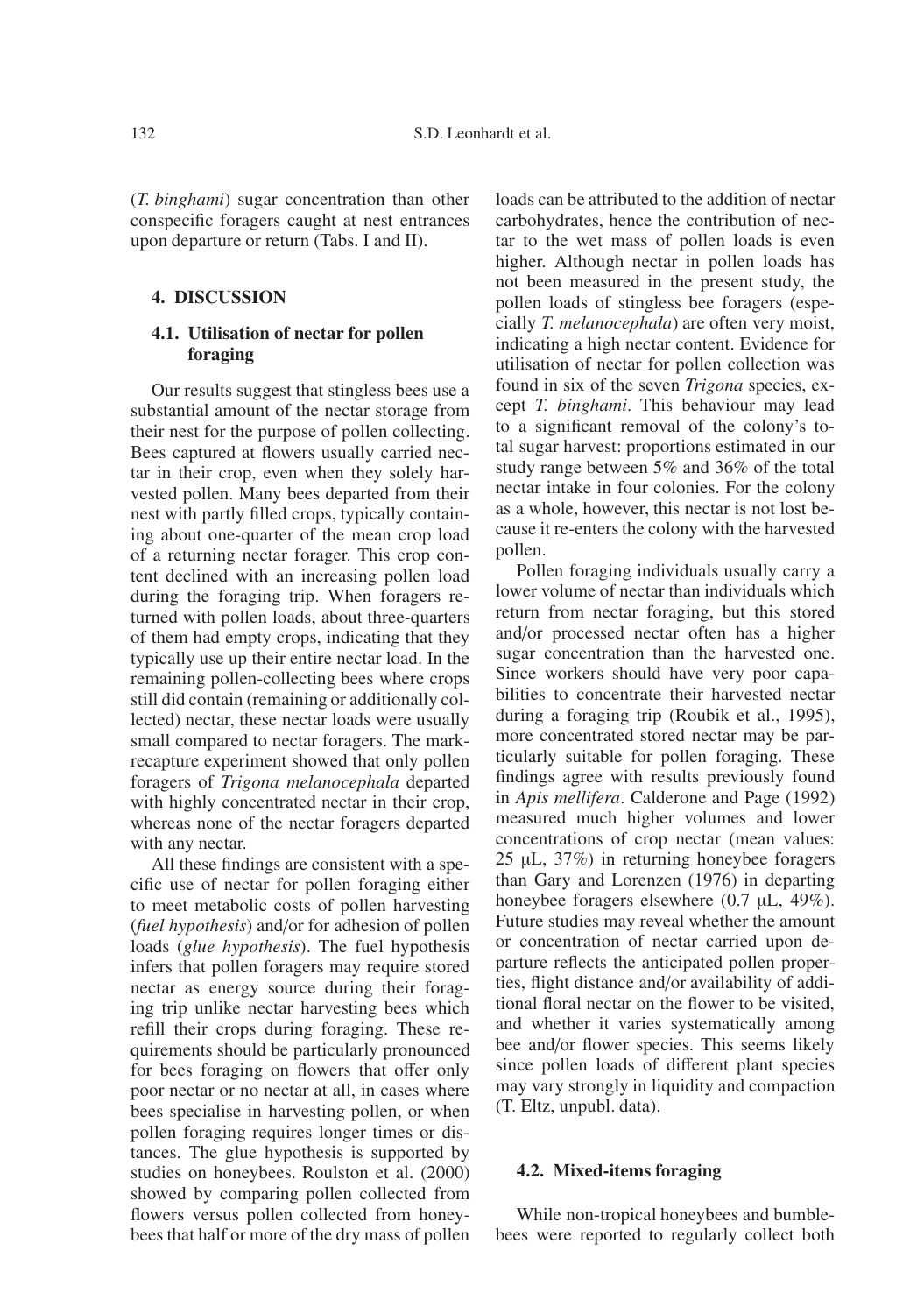(*T. binghami*) sugar concentration than other conspecific foragers caught at nest entrances upon departure or return (Tabs. I and II).

## 4. DISCUSSION

### 4.1. Utilisation of nectar for pollen foraging

Our results suggest that stingless bees use a substantial amount of the nectar storage from their nest for the purpose of pollen collecting. Bees captured at flowers usually carried nectar in their crop, even when they solely harvested pollen. Many bees departed from their nest with partly filled crops, typically containing about one-quarter of the mean crop load of a returning nectar forager. This crop content declined with an increasing pollen load during the foraging trip. When foragers returned with pollen loads, about three-quarters of them had empty crops, indicating that they typically use up their entire nectar load. In the remaining pollen-collecting bees where crops still did contain (remaining or additionally collected) nectar, these nectar loads were usually small compared to nectar foragers. The mark-recapture experiment showed that only pollen foragers of *Trigona melanocephala* departed with highly concentrated nectar in their crop, whereas none of the nectar foragers departed with any nectar.

All these findings are consistent with a specific use of nectar for pollen foraging either to meet metabolic costs of pollen harvesting (*fuel hypothesis*) and/or for adhesion of pollen loads (*glue hypothesis*). The fuel hypothesis infers that pollen foragers may require stored nectar as energy source during their foraging trip unlike nectar harvesting bees which refill their crops during foraging. These requirements should be particularly pronounced for bees foraging on flowers that offer only poor nectar or no nectar at all, in cases where bees specialise in harvesting pollen, or when pollen foraging requires longer times or distances. The glue hypothesis is supported by studies on honeybees. Roulston et al. (2000) showed by comparing pollen collected from flowers versus pollen collected from honeybees that half or more of the dry mass of pollen loads can be attributed to the addition of nectar carbohydrates, hence the contribution of nectar to the wet mass of pollen loads is even higher. Although nectar in pollen loads has not been measured in the present study, the pollen loads of stingless bee foragers (especially *T. melanocephala*) are often very moist, indicating a high nectar content. Evidence for utilisation of nectar for pollen collection was found in six of the seven *Trigona* species, except *T. binghami*. This behaviour may lead to a significant removal of the colony's total sugar harvest: proportions estimated in our study range between 5% and 36% of the total nectar intake in four colonies. For the colony as a whole, however, this nectar is not lost because it re-enters the colony with the harvested pollen.

Pollen foraging individuals usually carry a lower volume of nectar than individuals which return from nectar foraging, but this stored and/or processed nectar often has a higher sugar concentration than the harvested one. Since workers should have very poor capabilities to concentrate their harvested nectar during a foraging trip (Roubik et al., 1995), more concentrated stored nectar may be particularly suitable for pollen foraging. These findings agree with results previously found in *Apis mellifera*. Calderone and Page (1992) measured much higher volumes and lower concentrations of crop nectar (mean values: 25 μL, 37%) in returning honeybee foragers than Gary and Lorenzen (1976) in departing honeybee foragers elsewhere (0.7 μL, 49%). Future studies may reveal whether the amount or concentration of nectar carried upon departure reflects the anticipated pollen properties, flight distance and/or availability of additional floral nectar on the flower to be visited, and whether it varies systematically among bee and/or flower species. This seems likely since pollen loads of different plant species may vary strongly in liquidity and compaction (T. Eltz, unpubl. data).

### 4.2. Mixed-items foraging

While non-tropical honeybees and bumblebees were reported to regularly collect both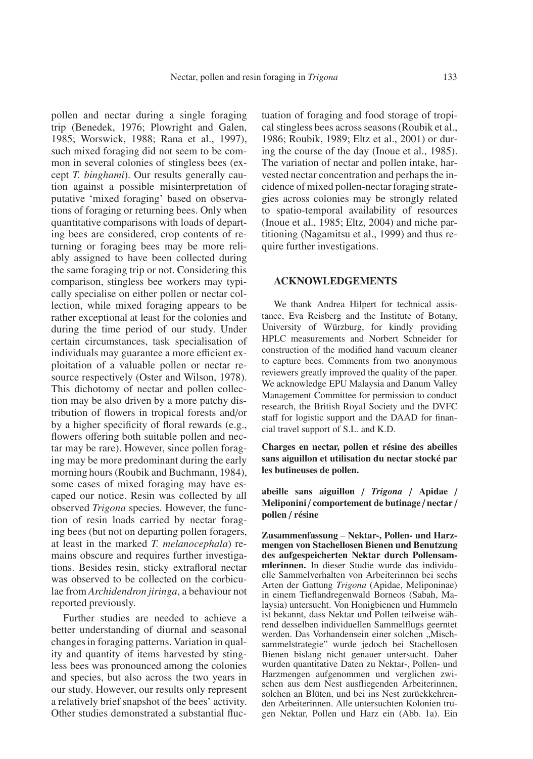pollen and nectar during a single foraging trip (Benedek, 1976; Plowright and Galen, 1985; Worswick, 1988; Rana et al., 1997), such mixed foraging did not seem to be common in several colonies of stingless bees (except *T. binghami*). Our results generally caution against a possible misinterpretation of putative 'mixed foraging' based on observations of foraging or returning bees. Only when quantitative comparisons with loads of departing bees are considered, crop contents of returning or foraging bees may be more reliably assigned to have been collected during the same foraging trip or not. Considering this comparison, stingless bee workers may typically specialise on either pollen or nectar collection, while mixed foraging appears to be rather exceptional at least for the colonies and during the time period of our study. Under certain circumstances, task specialisation of individuals may guarantee a more efficient exploitation of a valuable pollen or nectar resource respectively (Oster and Wilson, 1978). This dichotomy of nectar and pollen collection may be also driven by a more patchy distribution of flowers in tropical forests and/or by a higher specificity of floral rewards (e.g., flowers offering both suitable pollen and nectar may be rare). However, since pollen foraging may be more predominant during the early morning hours (Roubik and Buchmann, 1984), some cases of mixed foraging may have escaped our notice. Resin was collected by all observed *Trigona* species. However, the function of resin loads carried by nectar foraging bees (but not on departing pollen foragers, at least in the marked *T. melanocephala*) remains obscure and requires further investigations. Besides resin, sticky extrafloral nectar was observed to be collected on the corbiculae from *Archidendron jiringa*, a behaviour not reported previously.

Further studies are needed to achieve a better understanding of diurnal and seasonal changes in foraging patterns. Variation in quality and quantity of items harvested by stingless bees was pronounced among the colonies and species, but also across the two years in our study. However, our results only represent a relatively brief snapshot of the bees' activity. Other studies demonstrated a substantial fluctuation of foraging and food storage of tropical stingless bees across seasons (Roubik et al., 1986; Roubik, 1989; Eltz et al., 2001) or during the course of the day (Inoue et al., 1985). The variation of nectar and pollen intake, harvested nectar concentration and perhaps the incidence of mixed pollen-nectar foraging strategies across colonies may be strongly related to spatio-temporal availability of resources (Inoue et al., 1985; Eltz, 2004) and niche partitioning (Nagamitsu et al., 1999) and thus require further investigations.

## ACKNOWLEDGEMENTS

We thank Andrea Hilpert for technical assistance, Eva Reisberg and the Institute of Botany, University of Würzburg, for kindly providing HPLC measurements and Norbert Schneider for construction of the modified hand vacuum cleaner to capture bees. Comments from two anonymous reviewers greatly improved the quality of the paper. We acknowledge EPU Malaysia and Danum Valley Management Committee for permission to conduct research, the British Royal Society and the DVFC staff for logistic support and the DAAD for financial travel support of S.L. and K.D.

**Charges en nectar, pollen et résine des abeilles sans aiguillon et utilisation du nectar stocké par les butineuses de pollen.**

**abeille sans aiguillon / *Trigona* / Apidae / Meliponini / comportement de butinage / nectar / pollen / résine**

**Zusammenfassung** – **Nektar-, Pollen- und Harzmengen von Stachellosen Bienen und Benutzung des aufgespeicherten Nektar durch Pollensammlerinnen.** In dieser Studie wurde das individuelle Sammelverhalten von Arbeiterinnen bei sechs Arten der Gattung *Trigona* (Apidae, Meliponinae) in einem Tieflandregenwald Borneos (Sabah, Malaysia) untersucht. Von Honigbienen und Hummeln ist bekannt, dass Nektar und Pollen teilweise während desselben individuellen Sammelflugs geerntet werden. Das Vorhandensein einer solchen „Mischsammelstrategie" wurde jedoch bei Stachellosen Bienen bislang nicht genauer untersucht. Daher wurden quantitative Daten zu Nektar-, Pollen- und Harzmengen aufgenommen und verglichen zwischen aus dem Nest ausfliegenden Arbeiterinnen, solchen an Blüten, und bei ins Nest zurückkehrenden Arbeiterinnen. Alle untersuchten Kolonien trugen Nektar, Pollen und Harz ein (Abb. 1a). Ein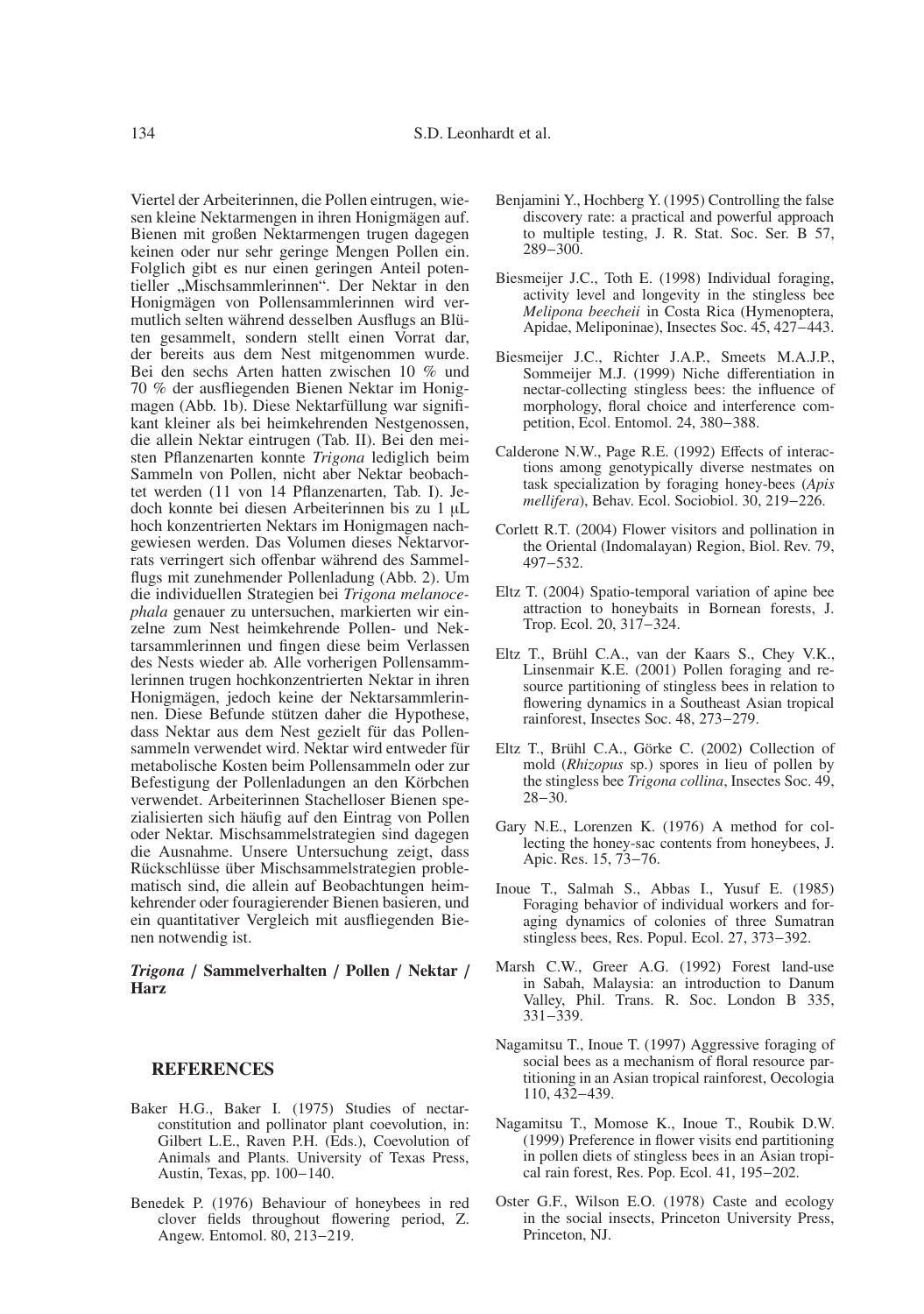Viertel der Arbeiterinnen, die Pollen eintrugen, wiesen kleine Nektarmengen in ihren Honigmägen auf. Bienen mit großen Nektarmengen trugen dagegen keinen oder nur sehr geringe Mengen Pollen ein. Folglich gibt es nur einen geringen Anteil potentieller „Mischsammlerinnen". Der Nektar in den Honigmägen von Pollensammlerinnen wird vermutlich selten während desselben Ausflugs an Blüten gesammelt, sondern stellt einen Vorrat dar, der bereits aus dem Nest mitgenommen wurde. Bei den sechs Arten hatten zwischen 10 % und 70 % der ausfliegenden Bienen Nektar im Honigmagen (Abb. 1b). Diese Nektarfüllung war signifikant kleiner als bei heimkehrenden Nestgenossen, die allein Nektar eintrugen (Tab. II). Bei den meisten Pflanzenarten konnte *Trigona* lediglich beim Sammeln von Pollen, nicht aber Nektar beobachtet werden (11 von 14 Pflanzenarten, Tab. I). Jedoch konnte bei diesen Arbeiterinnen bis zu 1 μL hoch konzentrierten Nektars im Honigmagen nachgewiesen werden. Das Volumen dieses Nektarvorrats verringert sich offenbar während des Sammelflugs mit zunehmender Pollenladung (Abb. 2). Um die individuellen Strategien bei *Trigona melanocephala* genauer zu untersuchen, markierten wir einzelne zum Nest heimkehrende Pollen- und Nektarsammlerinnen und fingen diese beim Verlassen des Nests wieder ab. Alle vorherigen Pollensammlerinnen trugen hochkonzentrierten Nektar in ihren Honigmägen, jedoch keine der Nektarsammlerinnen. Diese Befunde stützen daher die Hypothese, dass Nektar aus dem Nest gezielt für das Pollensammeln verwendet wird. Nektar wird entweder für metabolische Kosten beim Pollensammeln oder zur Befestigung der Pollenladungen an den Körbchen verwendet. Arbeiterinnen Stachelloser Bienen spezialisierten sich häufig auf den Eintrag von Pollen oder Nektar. Mischsammelstrategien sind dagegen die Ausnahme. Unsere Untersuchung zeigt, dass Rückschlüsse über Mischsammelstrategien problematisch sind, die allein auf Beobachtungen heimkehrender oder fouragierender Bienen basieren, und ein quantitativer Vergleich mit ausfliegenden Bienen notwendig ist.

***Trigona* / Sammelverhalten / Pollen / Nektar / Harz**

## REFERENCES

Baker H.G., Baker I. (1975) Studies of nectar-constitution and pollinator plant coevolution, in: Gilbert L.E., Raven P.H. (Eds.), Coevolution of Animals and Plants. University of Texas Press, Austin, Texas, pp. 100–140.

Benedek P. (1976) Behaviour of honeybees in red clover fields throughout flowering period, Z. Angew. Entomol. 80, 213–219.

Benjamini Y., Hochberg Y. (1995) Controlling the false discovery rate: a practical and powerful approach to multiple testing, J. R. Stat. Soc. Ser. B 57, 289–300.

Biesmeijer J.C., Toth E. (1998) Individual foraging, activity level and longevity in the stingless bee *Melipona beecheii* in Costa Rica (Hymenoptera, Apidae, Meliponinae), Insectes Soc. 45, 427–443.

Biesmeijer J.C., Richter J.A.P., Smeets M.A.J.P., Sommeijer M.J. (1999) Niche differentiation in nectar-collecting stingless bees: the influence of morphology, floral choice and interference competition, Ecol. Entomol. 24, 380–388.

Calderone N.W., Page R.E. (1992) Effects of interactions among genotypically diverse nestmates on task specialization by foraging honey-bees (*Apis mellifera*), Behav. Ecol. Sociobiol. 30, 219–226.

Corlett R.T. (2004) Flower visitors and pollination in the Oriental (Indomalayan) Region, Biol. Rev. 79, 497–532.

Eltz T. (2004) Spatio-temporal variation of apine bee attraction to honeybaits in Bornean forests, J. Trop. Ecol. 20, 317–324.

Eltz T., Brühl C.A., van der Kaars S., Chey V.K., Linsenmair K.E. (2001) Pollen foraging and resource partitioning of stingless bees in relation to flowering dynamics in a Southeast Asian tropical rainforest, Insectes Soc. 48, 273–279.

Eltz T., Brühl C.A., Görke C. (2002) Collection of mold (*Rhizopus* sp.) spores in lieu of pollen by the stingless bee *Trigona collina*, Insectes Soc. 49, 28–30.

Gary N.E., Lorenzen K. (1976) A method for collecting the honey-sac contents from honeybees, J. Apic. Res. 15, 73–76.

Inoue T., Salmah S., Abbas I., Yusuf E. (1985) Foraging behavior of individual workers and foraging dynamics of colonies of three Sumatran stingless bees, Res. Popul. Ecol. 27, 373–392.

Marsh C.W., Greer A.G. (1992) Forest land-use in Sabah, Malaysia: an introduction to Danum Valley, Phil. Trans. R. Soc. London B 335, 331–339.

Nagamitsu T., Inoue T. (1997) Aggressive foraging of social bees as a mechanism of floral resource partitioning in an Asian tropical rainforest, Oecologia 110, 432–439.

Nagamitsu T., Momose K., Inoue T., Roubik D.W. (1999) Preference in flower visits end partitioning in pollen diets of stingless bees in an Asian tropical rain forest, Res. Pop. Ecol. 41, 195–202.

Oster G.F., Wilson E.O. (1978) Caste and ecology in the social insects, Princeton University Press, Princeton, NJ.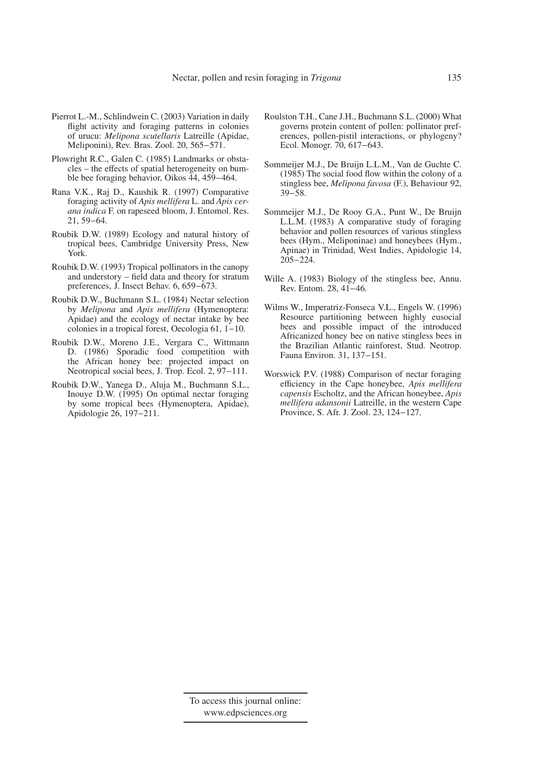Pierrot L.-M., Schlindwein C. (2003) Variation in daily flight activity and foraging patterns in colonies of urucu: *Melipona scutellaris* Latreille (Apidae, Meliponini), Rev. Bras. Zool. 20, 565–571.

Plowright R.C., Galen C. (1985) Landmarks or obstacles – the effects of spatial heterogeneity on bumble bee foraging behavior, Oikos 44, 459–464.

Rana V.K., Raj D., Kaushik R. (1997) Comparative foraging activity of *Apis mellifera* L. and *Apis cerana indica* F. on rapeseed bloom, J. Entomol. Res. 21, 59–64.

Roubik D.W. (1989) Ecology and natural history of tropical bees, Cambridge University Press, New York.

Roubik D.W. (1993) Tropical pollinators in the canopy and understory – field data and theory for stratum preferences, J. Insect Behav. 6, 659–673.

Roubik D.W., Buchmann S.L. (1984) Nectar selection by *Melipona* and *Apis mellifera* (Hymenoptera: Apidae) and the ecology of nectar intake by bee colonies in a tropical forest, Oecologia 61, 1–10.

Roubik D.W., Moreno J.E., Vergara C., Wittmann D. (1986) Sporadic food competition with the African honey bee: projected impact on Neotropical social bees, J. Trop. Ecol. 2, 97–111.

Roubik D.W., Yanega D., Aluja M., Buchmann S.L., Inouye D.W. (1995) On optimal nectar foraging by some tropical bees (Hymenoptera, Apidae), Apidologie 26, 197–211.

Roulston T.H., Cane J.H., Buchmann S.L. (2000) What governs protein content of pollen: pollinator preferences, pollen-pistil interactions, or phylogeny? Ecol. Monogr. 70, 617–643.

Sommeijer M.J., De Bruijn L.L.M., Van de Guchte C. (1985) The social food flow within the colony of a stingless bee, *Melipona favosa* (F.), Behaviour 92, 39–58.

Sommeijer M.J., De Rooy G.A., Punt W., De Bruijn L.L.M. (1983) A comparative study of foraging behavior and pollen resources of various stingless bees (Hym., Meliponinae) and honeybees (Hym., Apinae) in Trinidad, West Indies, Apidologie 14, 205–224.

Wille A. (1983) Biology of the stingless bee, Annu. Rev. Entom. 28, 41–46.

Wilms W., Imperatriz-Fonseca V.L., Engels W. (1996) Resource partitioning between highly eusocial bees and possible impact of the introduced Africanized honey bee on native stingless bees in the Brazilian Atlantic rainforest, Stud. Neotrop. Fauna Environ. 31, 137–151.

Worswick P.V. (1988) Comparison of nectar foraging efficiency in the Cape honeybee, *Apis mellifera capensis* Escholtz, and the African honeybee, *Apis mellifera adansonii* Latreille, in the western Cape Province, S. Afr. J. Zool. 23, 124–127.

To access this journal online:
www.edpsciences.org